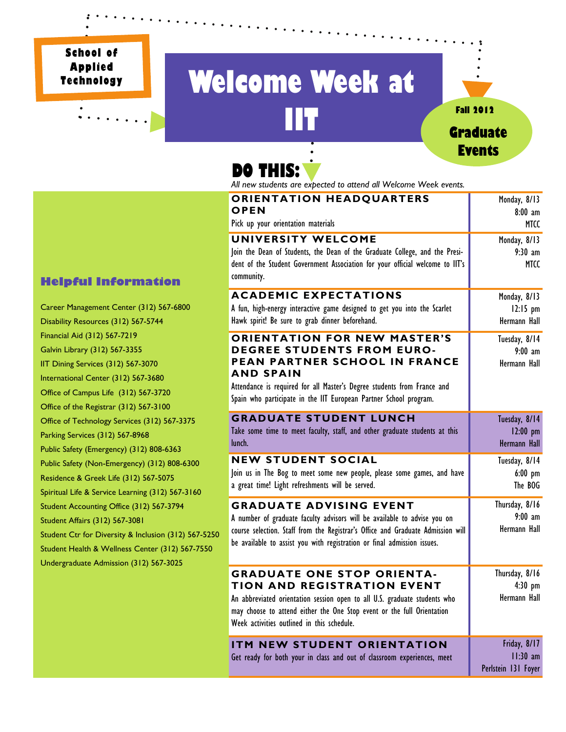School of Applied Technology

# Welcome Week at IIT

Fall 2012

**Graduate Events**

## DO THIS:

*All new students are expected to attend all Welcome Week events.*

| Event | Date / Time / Location |
|---|---|
| **ORIENTATION HEADQUARTERS OPEN**<br>Pick up your orientation materials | Monday, 8/13<br>8:00 am<br>MTCC |
| **UNIVERSITY WELCOME**<br>Join the Dean of Students, the Dean of the Graduate College, and the President of the Student Government Association for your official welcome to IIT's community. | Monday, 8/13<br>9:30 am<br>MTCC |
| **ACADEMIC EXPECTATIONS**<br>A fun, high-energy interactive game designed to get you into the Scarlet Hawk spirit! Be sure to grab dinner beforehand. | Monday, 8/13<br>12:15 pm<br>Hermann Hall |
| **ORIENTATION FOR NEW MASTER'S DEGREE STUDENTS FROM EUROPEAN PARTNER SCHOOL IN FRANCE AND SPAIN**<br>Attendance is required for all Master's Degree students from France and Spain who participate in the IIT European Partner School program. | Tuesday, 8/14<br>9:00 am<br>Hermann Hall |
| **GRADUATE STUDENT LUNCH**<br>Take some time to meet faculty, staff, and other graduate students at this lunch. | Tuesday, 8/14<br>12:00 pm<br>Hermann Hall |
| **NEW STUDENT SOCIAL**<br>Join us in The Bog to meet some new people, please some games, and have a great time! Light refreshments will be served. | Tuesday, 8/14<br>6:00 pm<br>The BOG |
| **GRADUATE ADVISING EVENT**<br>A number of graduate faculty advisors will be available to advise you on course selection. Staff from the Registrar's Office and Graduate Admission will be available to assist you with registration or final admission issues. | Thursday, 8/16<br>9:00 am<br>Hermann Hall |
| **GRADUATE ONE STOP ORIENTATION AND REGISTRATION EVENT**<br>An abbreviated orientation session open to all U.S. graduate students who may choose to attend either the One Stop event or the full Orientation Week activities outlined in this schedule. | Thursday, 8/16<br>4:30 pm<br>Hermann Hall |
| **ITM NEW STUDENT ORIENTATION**<br>Get ready for both your in class and out of classroom experiences, meet | Friday, 8/17<br>11:30 am<br>Perlstein 131 Foyer |

### Helpful Information

Career Management Center (312) 567-6800
Disability Resources (312) 567-5744
Financial Aid (312) 567-7219
Galvin Library (312) 567-3355
IIT Dining Services (312) 567-3070
International Center (312) 567-3680
Office of Campus Life (312) 567-3720
Office of the Registrar (312) 567-3100
Office of Technology Services (312) 567-3375
Parking Services (312) 567-8968
Public Safety (Emergency) (312) 808-6363
Public Safety (Non-Emergency) (312) 808-6300
Residence & Greek Life (312) 567-5075
Spiritual Life & Service Learning (312) 567-3160
Student Accounting Office (312) 567-3794
Student Affairs (312) 567-3081
Student Ctr for Diversity & Inclusion (312) 567-5250
Student Health & Wellness Center (312) 567-7550
Undergraduate Admission (312) 567-3025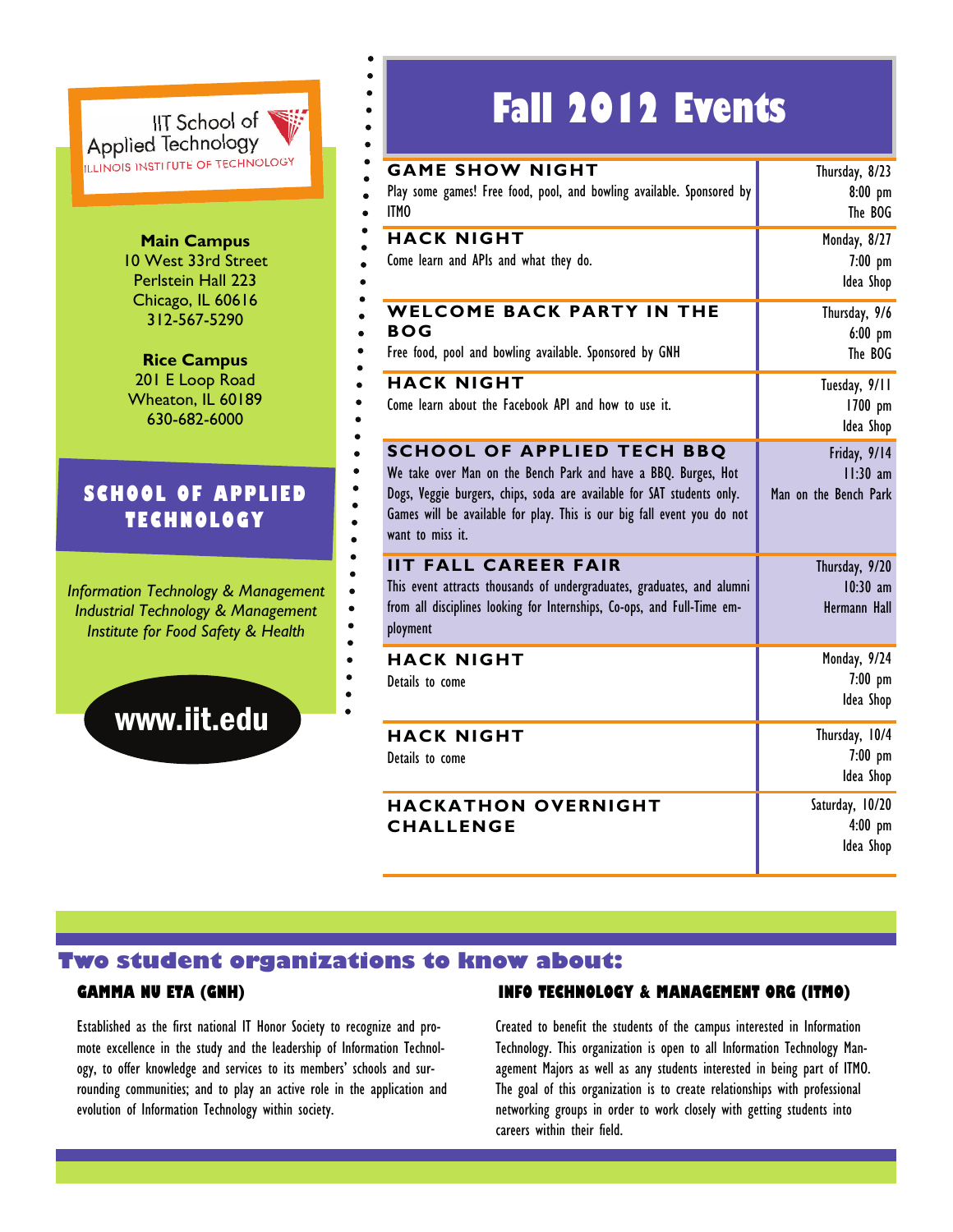IIT School of Applied Technology
ILLINOIS INSTITUTE OF TECHNOLOGY

**Main Campus**
10 West 33rd Street
Perlstein Hall 223
Chicago, IL 60616
312-567-5290

**Rice Campus**
201 E Loop Road
Wheaton, IL 60189
630-682-6000

## SCHOOL OF APPLIED TECHNOLOGY

*Information Technology & Management*
*Industrial Technology & Management*
*Institute for Food Safety & Health*

**www.iit.edu**

# Fall 2012 Events

| | |
|---|---|
| **GAME SHOW NIGHT**<br>Play some games! Free food, pool, and bowling available. Sponsored by ITMO | Thursday, 8/23<br>8:00 pm<br>The BOG |
| **HACK NIGHT**<br>Come learn and APIs and what they do. | Monday, 8/27<br>7:00 pm<br>Idea Shop |
| **WELCOME BACK PARTY IN THE BOG**<br>Free food, pool and bowling available. Sponsored by GNH | Thursday, 9/6<br>6:00 pm<br>The BOG |
| **HACK NIGHT**<br>Come learn about the Facebook API and how to use it. | Tuesday, 9/11<br>1700 pm<br>Idea Shop |
| **SCHOOL OF APPLIED TECH BBQ**<br>We take over Man on the Bench Park and have a BBQ. Burges, Hot Dogs, Veggie burgers, chips, soda are available for SAT students only. Games will be available for play. This is our big fall event you do not want to miss it. | Friday, 9/14<br>11:30 am<br>Man on the Bench Park |
| **IIT FALL CAREER FAIR**<br>This event attracts thousands of undergraduates, graduates, and alumni from all disciplines looking for Internships, Co-ops, and Full-Time employment | Thursday, 9/20<br>10:30 am<br>Hermann Hall |
| **HACK NIGHT**<br>Details to come | Monday, 9/24<br>7:00 pm<br>Idea Shop |
| **HACK NIGHT**<br>Details to come | Thursday, 10/4<br>7:00 pm<br>Idea Shop |
| **HACKATHON OVERNIGHT CHALLENGE** | Saturday, 10/20<br>4:00 pm<br>Idea Shop |

## Two student organizations to know about:

### GAMMA NU ETA (GNH)

Established as the first national IT Honor Society to recognize and promote excellence in the study and the leadership of Information Technology, to offer knowledge and services to its members' schools and surrounding communities; and to play an active role in the application and evolution of Information Technology within society.

### INFO TECHNOLOGY & MANAGEMENT ORG (ITMO)

Created to benefit the students of the campus interested in Information Technology. This organization is open to all Information Technology Management Majors as well as any students interested in being part of ITMO. The goal of this organization is to create relationships with professional networking groups in order to work closely with getting students into careers within their field.